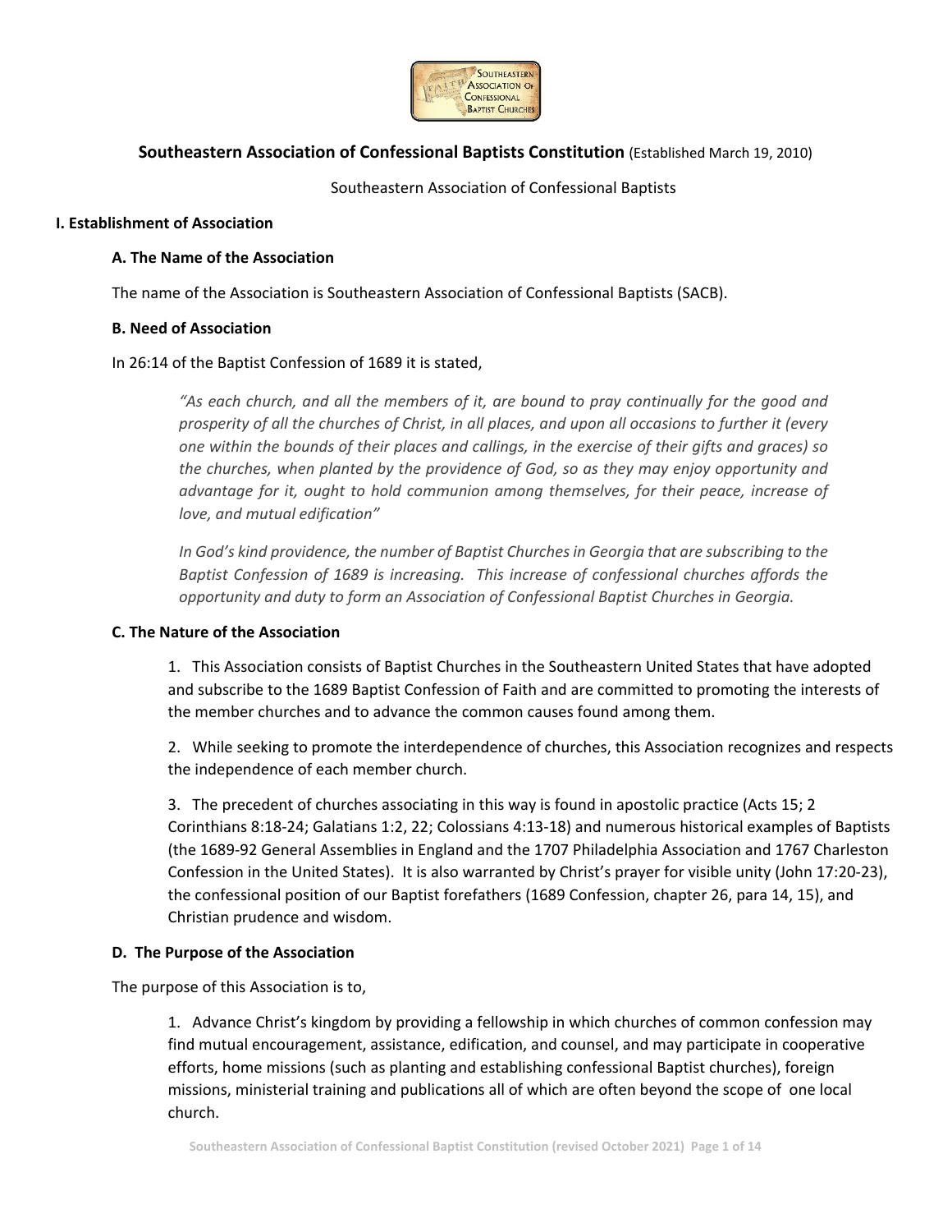# Southeastern Association of Confessional Baptists Constitution (Established March 19, 2010)

Southeastern Association of Confessional Baptists

## I. Establishment of Association

### A. The Name of the Association

The name of the Association is Southeastern Association of Confessional Baptists (SACB).

### B. Need of Association

In 26:14 of the Baptist Confession of 1689 it is stated,

> *"As each church, and all the members of it, are bound to pray continually for the good and prosperity of all the churches of Christ, in all places, and upon all occasions to further it (every one within the bounds of their places and callings, in the exercise of their gifts and graces) so the churches, when planted by the providence of God, so as they may enjoy opportunity and advantage for it, ought to hold communion among themselves, for their peace, increase of love, and mutual edification"*
>
> *In God's kind providence, the number of Baptist Churches in Georgia that are subscribing to the Baptist Confession of 1689 is increasing. This increase of confessional churches affords the opportunity and duty to form an Association of Confessional Baptist Churches in Georgia.*

### C. The Nature of the Association

1. This Association consists of Baptist Churches in the Southeastern United States that have adopted and subscribe to the 1689 Baptist Confession of Faith and are committed to promoting the interests of the member churches and to advance the common causes found among them.

2. While seeking to promote the interdependence of churches, this Association recognizes and respects the independence of each member church.

3. The precedent of churches associating in this way is found in apostolic practice (Acts 15; 2 Corinthians 8:18-24; Galatians 1:2, 22; Colossians 4:13-18) and numerous historical examples of Baptists (the 1689-92 General Assemblies in England and the 1707 Philadelphia Association and 1767 Charleston Confession in the United States). It is also warranted by Christ's prayer for visible unity (John 17:20-23), the confessional position of our Baptist forefathers (1689 Confession, chapter 26, para 14, 15), and Christian prudence and wisdom.

### D. The Purpose of the Association

The purpose of this Association is to,

1. Advance Christ's kingdom by providing a fellowship in which churches of common confession may find mutual encouragement, assistance, edification, and counsel, and may participate in cooperative efforts, home missions (such as planting and establishing confessional Baptist churches), foreign missions, ministerial training and publications all of which are often beyond the scope of one local church.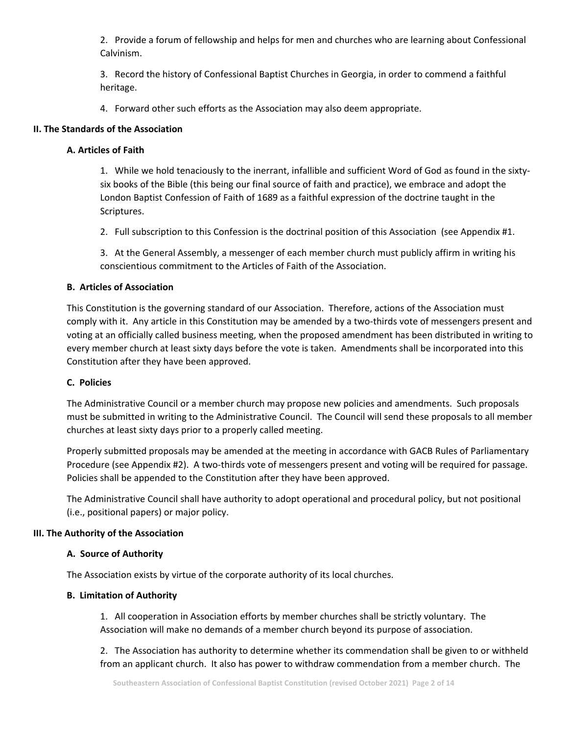2. Provide a forum of fellowship and helps for men and churches who are learning about Confessional Calvinism.

3. Record the history of Confessional Baptist Churches in Georgia, in order to commend a faithful heritage.

4. Forward other such efforts as the Association may also deem appropriate.

## II. The Standards of the Association

### A. Articles of Faith

1. While we hold tenaciously to the inerrant, infallible and sufficient Word of God as found in the sixty-six books of the Bible (this being our final source of faith and practice), we embrace and adopt the London Baptist Confession of Faith of 1689 as a faithful expression of the doctrine taught in the Scriptures.

2. Full subscription to this Confession is the doctrinal position of this Association (see Appendix #1.

3. At the General Assembly, a messenger of each member church must publicly affirm in writing his conscientious commitment to the Articles of Faith of the Association.

### B. Articles of Association

This Constitution is the governing standard of our Association. Therefore, actions of the Association must comply with it. Any article in this Constitution may be amended by a two-thirds vote of messengers present and voting at an officially called business meeting, when the proposed amendment has been distributed in writing to every member church at least sixty days before the vote is taken. Amendments shall be incorporated into this Constitution after they have been approved.

### C. Policies

The Administrative Council or a member church may propose new policies and amendments. Such proposals must be submitted in writing to the Administrative Council. The Council will send these proposals to all member churches at least sixty days prior to a properly called meeting.

Properly submitted proposals may be amended at the meeting in accordance with GACB Rules of Parliamentary Procedure (see Appendix #2). A two-thirds vote of messengers present and voting will be required for passage. Policies shall be appended to the Constitution after they have been approved.

The Administrative Council shall have authority to adopt operational and procedural policy, but not positional (i.e., positional papers) or major policy.

## III. The Authority of the Association

### A. Source of Authority

The Association exists by virtue of the corporate authority of its local churches.

### B. Limitation of Authority

1. All cooperation in Association efforts by member churches shall be strictly voluntary. The Association will make no demands of a member church beyond its purpose of association.

2. The Association has authority to determine whether its commendation shall be given to or withheld from an applicant church. It also has power to withdraw commendation from a member church. The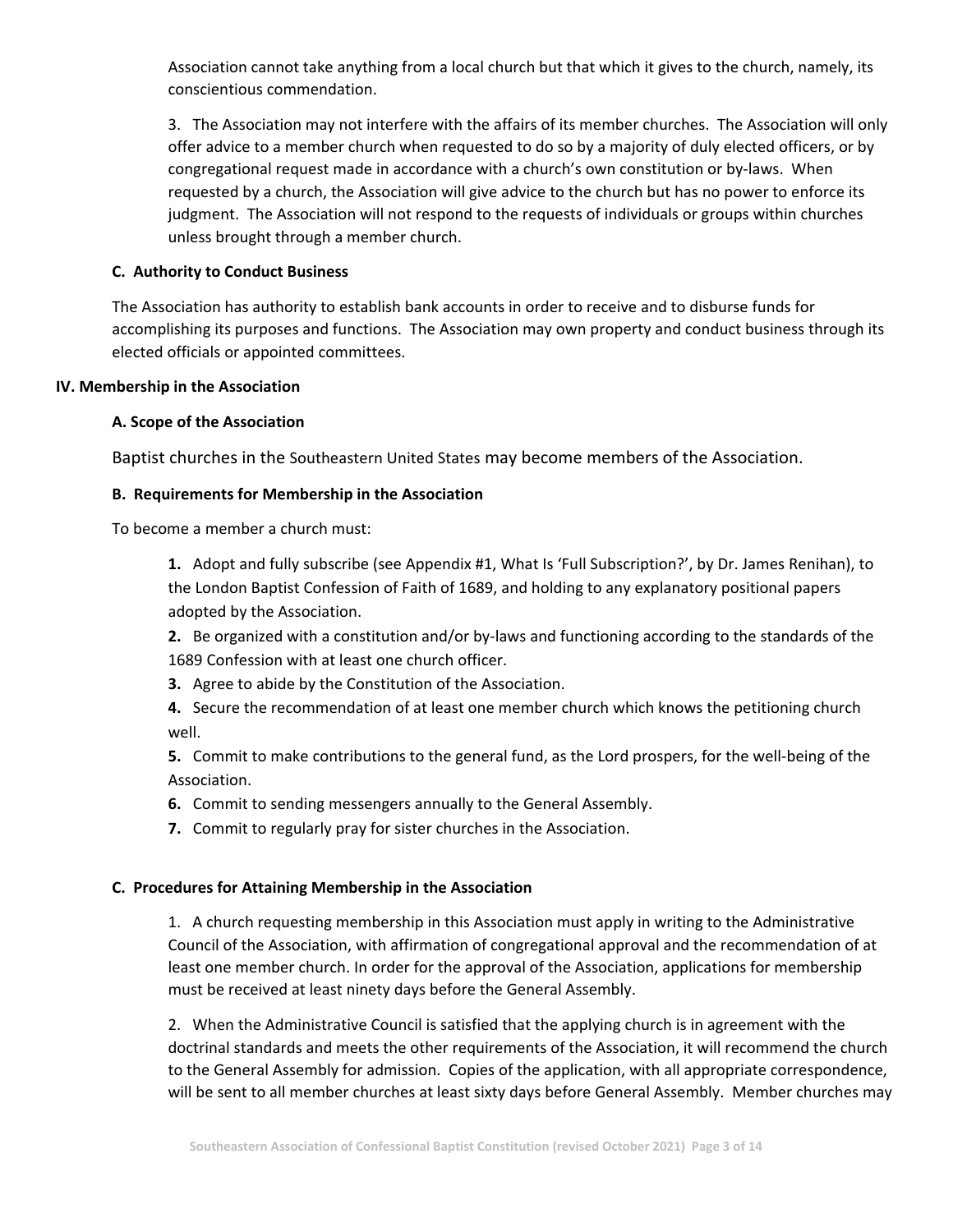Association cannot take anything from a local church but that which it gives to the church, namely, its conscientious commendation.

3. The Association may not interfere with the affairs of its member churches. The Association will only offer advice to a member church when requested to do so by a majority of duly elected officers, or by congregational request made in accordance with a church's own constitution or by-laws. When requested by a church, the Association will give advice to the church but has no power to enforce its judgment. The Association will not respond to the requests of individuals or groups within churches unless brought through a member church.

### C. Authority to Conduct Business

The Association has authority to establish bank accounts in order to receive and to disburse funds for accomplishing its purposes and functions. The Association may own property and conduct business through its elected officials or appointed committees.

## IV. Membership in the Association

### A. Scope of the Association

Baptist churches in the Southeastern United States may become members of the Association.

### B. Requirements for Membership in the Association

To become a member a church must:

**1.** Adopt and fully subscribe (see Appendix #1, What Is 'Full Subscription?', by Dr. James Renihan), to the London Baptist Confession of Faith of 1689, and holding to any explanatory positional papers adopted by the Association.

**2.** Be organized with a constitution and/or by-laws and functioning according to the standards of the 1689 Confession with at least one church officer.

**3.** Agree to abide by the Constitution of the Association.

**4.** Secure the recommendation of at least one member church which knows the petitioning church well.

**5.** Commit to make contributions to the general fund, as the Lord prospers, for the well-being of the Association.

**6.** Commit to sending messengers annually to the General Assembly.

**7.** Commit to regularly pray for sister churches in the Association.

### C. Procedures for Attaining Membership in the Association

1. A church requesting membership in this Association must apply in writing to the Administrative Council of the Association, with affirmation of congregational approval and the recommendation of at least one member church. In order for the approval of the Association, applications for membership must be received at least ninety days before the General Assembly.

2. When the Administrative Council is satisfied that the applying church is in agreement with the doctrinal standards and meets the other requirements of the Association, it will recommend the church to the General Assembly for admission. Copies of the application, with all appropriate correspondence, will be sent to all member churches at least sixty days before General Assembly. Member churches may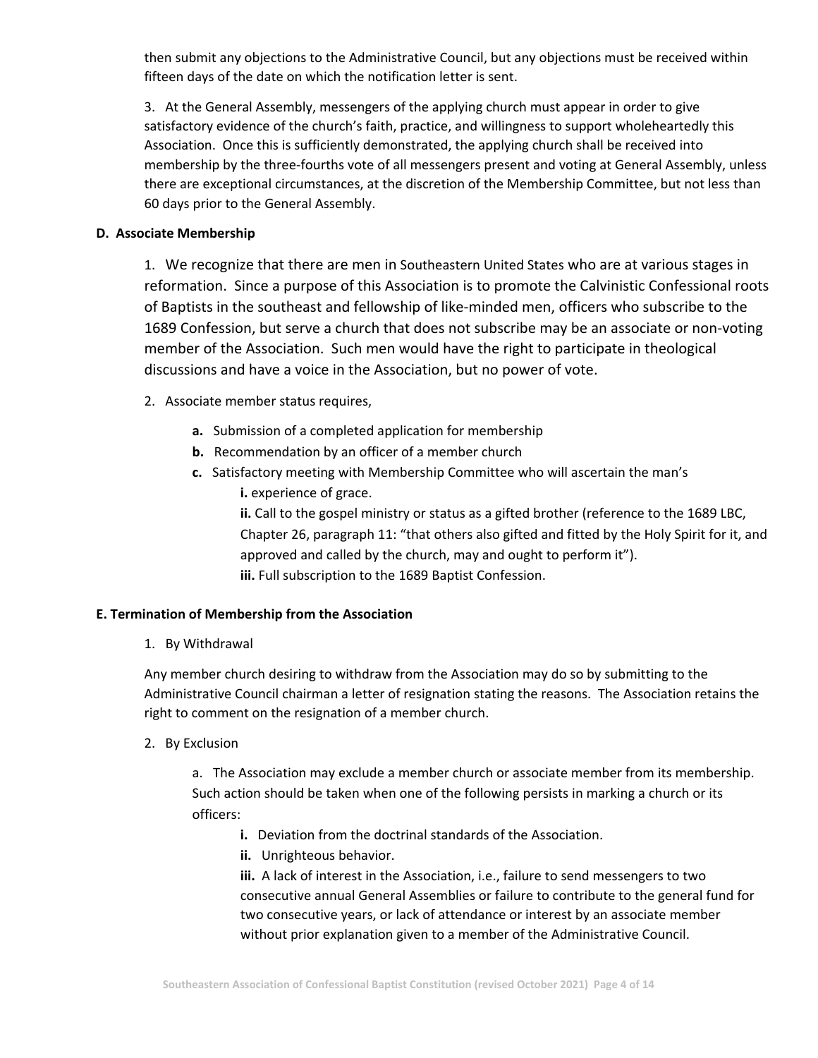then submit any objections to the Administrative Council, but any objections must be received within fifteen days of the date on which the notification letter is sent.

3. At the General Assembly, messengers of the applying church must appear in order to give satisfactory evidence of the church's faith, practice, and willingness to support wholeheartedly this Association. Once this is sufficiently demonstrated, the applying church shall be received into membership by the three-fourths vote of all messengers present and voting at General Assembly, unless there are exceptional circumstances, at the discretion of the Membership Committee, but not less than 60 days prior to the General Assembly.

**D. Associate Membership**

1. We recognize that there are men in Southeastern United States who are at various stages in reformation. Since a purpose of this Association is to promote the Calvinistic Confessional roots of Baptists in the southeast and fellowship of like-minded men, officers who subscribe to the 1689 Confession, but serve a church that does not subscribe may be an associate or non-voting member of the Association. Such men would have the right to participate in theological discussions and have a voice in the Association, but no power of vote.

2. Associate member status requires,

**a.** Submission of a completed application for membership

**b.** Recommendation by an officer of a member church

**c.** Satisfactory meeting with Membership Committee who will ascertain the man's

**i.** experience of grace.

**ii.** Call to the gospel ministry or status as a gifted brother (reference to the 1689 LBC, Chapter 26, paragraph 11: "that others also gifted and fitted by the Holy Spirit for it, and approved and called by the church, may and ought to perform it").

**iii.** Full subscription to the 1689 Baptist Confession.

**E. Termination of Membership from the Association**

1. By Withdrawal

Any member church desiring to withdraw from the Association may do so by submitting to the Administrative Council chairman a letter of resignation stating the reasons. The Association retains the right to comment on the resignation of a member church.

2. By Exclusion

a. The Association may exclude a member church or associate member from its membership. Such action should be taken when one of the following persists in marking a church or its officers:

**i.** Deviation from the doctrinal standards of the Association.

**ii.** Unrighteous behavior.

**iii.** A lack of interest in the Association, i.e., failure to send messengers to two consecutive annual General Assemblies or failure to contribute to the general fund for two consecutive years, or lack of attendance or interest by an associate member without prior explanation given to a member of the Administrative Council.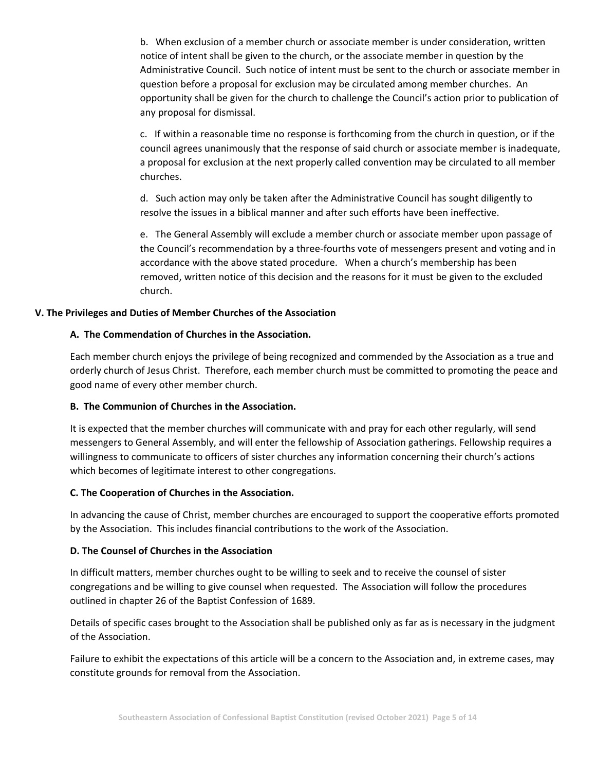b. When exclusion of a member church or associate member is under consideration, written notice of intent shall be given to the church, or the associate member in question by the Administrative Council. Such notice of intent must be sent to the church or associate member in question before a proposal for exclusion may be circulated among member churches. An opportunity shall be given for the church to challenge the Council's action prior to publication of any proposal for dismissal.

c. If within a reasonable time no response is forthcoming from the church in question, or if the council agrees unanimously that the response of said church or associate member is inadequate, a proposal for exclusion at the next properly called convention may be circulated to all member churches.

d. Such action may only be taken after the Administrative Council has sought diligently to resolve the issues in a biblical manner and after such efforts have been ineffective.

e. The General Assembly will exclude a member church or associate member upon passage of the Council's recommendation by a three-fourths vote of messengers present and voting and in accordance with the above stated procedure. When a church's membership has been removed, written notice of this decision and the reasons for it must be given to the excluded church.

## V. The Privileges and Duties of Member Churches of the Association

### A. The Commendation of Churches in the Association.

Each member church enjoys the privilege of being recognized and commended by the Association as a true and orderly church of Jesus Christ. Therefore, each member church must be committed to promoting the peace and good name of every other member church.

### B. The Communion of Churches in the Association.

It is expected that the member churches will communicate with and pray for each other regularly, will send messengers to General Assembly, and will enter the fellowship of Association gatherings. Fellowship requires a willingness to communicate to officers of sister churches any information concerning their church's actions which becomes of legitimate interest to other congregations.

### C. The Cooperation of Churches in the Association.

In advancing the cause of Christ, member churches are encouraged to support the cooperative efforts promoted by the Association. This includes financial contributions to the work of the Association.

### D. The Counsel of Churches in the Association

In difficult matters, member churches ought to be willing to seek and to receive the counsel of sister congregations and be willing to give counsel when requested. The Association will follow the procedures outlined in chapter 26 of the Baptist Confession of 1689.

Details of specific cases brought to the Association shall be published only as far as is necessary in the judgment of the Association.

Failure to exhibit the expectations of this article will be a concern to the Association and, in extreme cases, may constitute grounds for removal from the Association.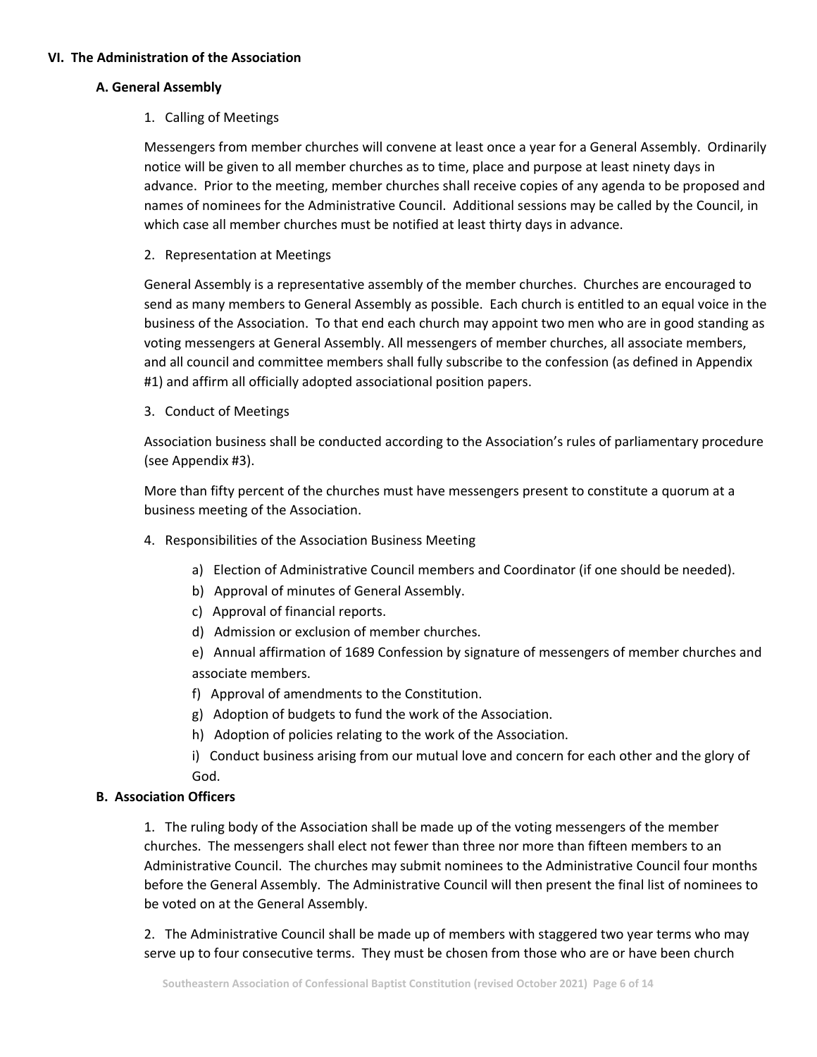## VI. The Administration of the Association

### A. General Assembly

1. Calling of Meetings

Messengers from member churches will convene at least once a year for a General Assembly. Ordinarily notice will be given to all member churches as to time, place and purpose at least ninety days in advance. Prior to the meeting, member churches shall receive copies of any agenda to be proposed and names of nominees for the Administrative Council. Additional sessions may be called by the Council, in which case all member churches must be notified at least thirty days in advance.

2. Representation at Meetings

General Assembly is a representative assembly of the member churches. Churches are encouraged to send as many members to General Assembly as possible. Each church is entitled to an equal voice in the business of the Association. To that end each church may appoint two men who are in good standing as voting messengers at General Assembly. All messengers of member churches, all associate members, and all council and committee members shall fully subscribe to the confession (as defined in Appendix #1) and affirm all officially adopted associational position papers.

3. Conduct of Meetings

Association business shall be conducted according to the Association's rules of parliamentary procedure (see Appendix #3).

More than fifty percent of the churches must have messengers present to constitute a quorum at a business meeting of the Association.

4. Responsibilities of the Association Business Meeting

   a) Election of Administrative Council members and Coordinator (if one should be needed).
   b) Approval of minutes of General Assembly.
   c) Approval of financial reports.
   d) Admission or exclusion of member churches.
   e) Annual affirmation of 1689 Confession by signature of messengers of member churches and associate members.
   f) Approval of amendments to the Constitution.
   g) Adoption of budgets to fund the work of the Association.
   h) Adoption of policies relating to the work of the Association.
   i) Conduct business arising from our mutual love and concern for each other and the glory of God.

### B. Association Officers

1. The ruling body of the Association shall be made up of the voting messengers of the member churches. The messengers shall elect not fewer than three nor more than fifteen members to an Administrative Council. The churches may submit nominees to the Administrative Council four months before the General Assembly. The Administrative Council will then present the final list of nominees to be voted on at the General Assembly.

2. The Administrative Council shall be made up of members with staggered two year terms who may serve up to four consecutive terms. They must be chosen from those who are or have been church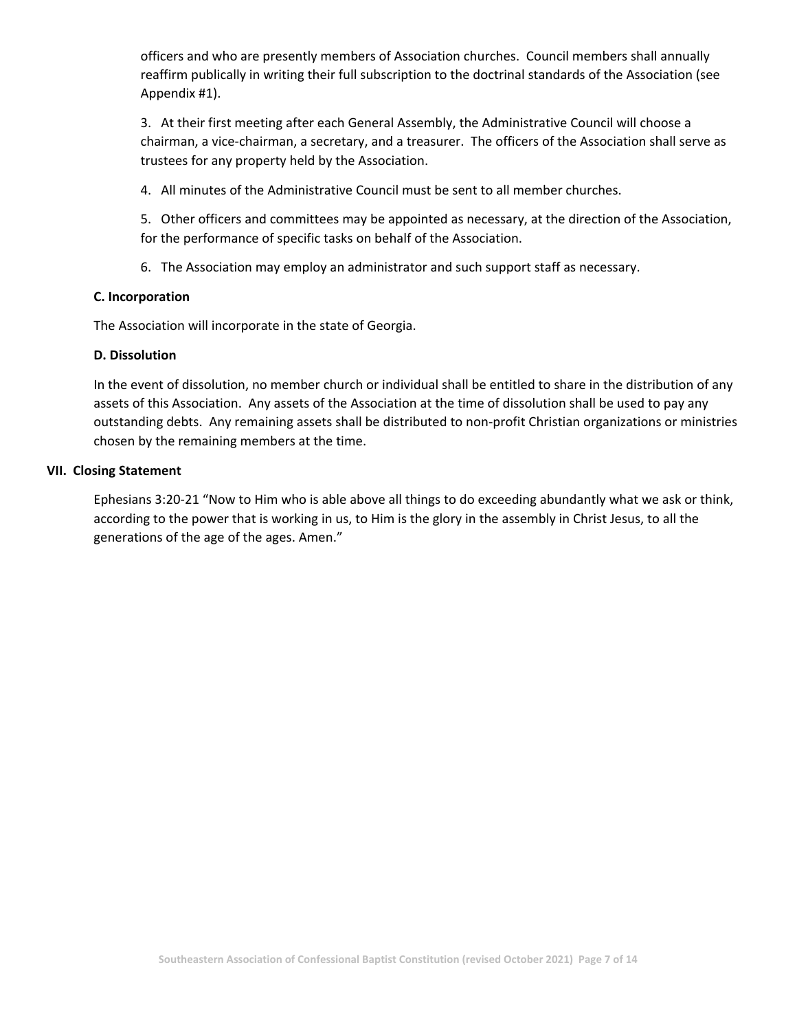officers and who are presently members of Association churches. Council members shall annually reaffirm publically in writing their full subscription to the doctrinal standards of the Association (see Appendix #1).

3. At their first meeting after each General Assembly, the Administrative Council will choose a chairman, a vice-chairman, a secretary, and a treasurer. The officers of the Association shall serve as trustees for any property held by the Association.

4. All minutes of the Administrative Council must be sent to all member churches.

5. Other officers and committees may be appointed as necessary, at the direction of the Association, for the performance of specific tasks on behalf of the Association.

6. The Association may employ an administrator and such support staff as necessary.

### C. Incorporation

The Association will incorporate in the state of Georgia.

### D. Dissolution

In the event of dissolution, no member church or individual shall be entitled to share in the distribution of any assets of this Association. Any assets of the Association at the time of dissolution shall be used to pay any outstanding debts. Any remaining assets shall be distributed to non-profit Christian organizations or ministries chosen by the remaining members at the time.

## VII. Closing Statement

Ephesians 3:20-21 "Now to Him who is able above all things to do exceeding abundantly what we ask or think, according to the power that is working in us, to Him is the glory in the assembly in Christ Jesus, to all the generations of the age of the ages. Amen."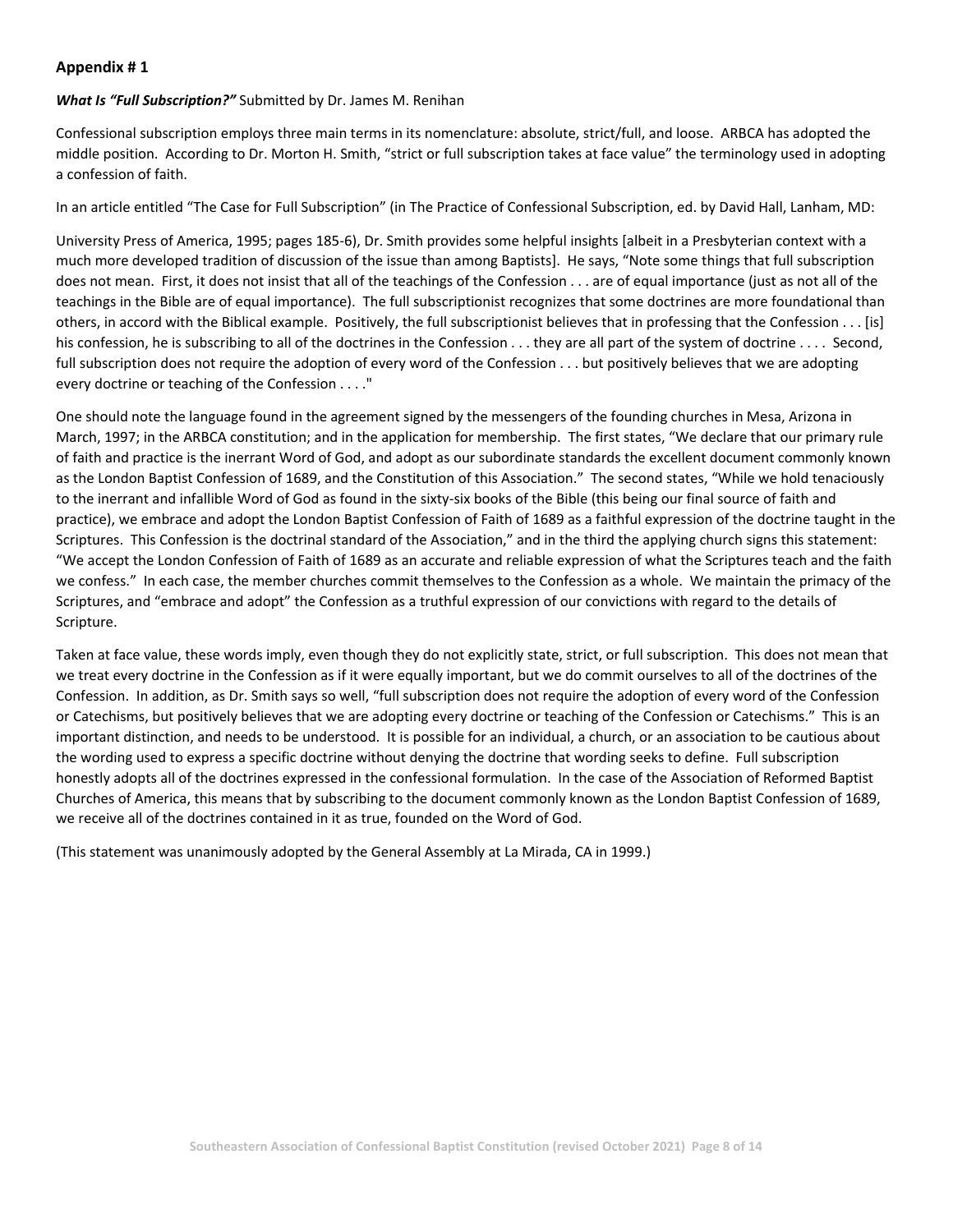## Appendix # 1

***What Is "Full Subscription?"*** Submitted by Dr. James M. Renihan

Confessional subscription employs three main terms in its nomenclature: absolute, strict/full, and loose. ARBCA has adopted the middle position. According to Dr. Morton H. Smith, "strict or full subscription takes at face value" the terminology used in adopting a confession of faith.

In an article entitled "The Case for Full Subscription" (in The Practice of Confessional Subscription, ed. by David Hall, Lanham, MD:

University Press of America, 1995; pages 185-6), Dr. Smith provides some helpful insights [albeit in a Presbyterian context with a much more developed tradition of discussion of the issue than among Baptists]. He says, "Note some things that full subscription does not mean. First, it does not insist that all of the teachings of the Confession . . . are of equal importance (just as not all of the teachings in the Bible are of equal importance). The full subscriptionist recognizes that some doctrines are more foundational than others, in accord with the Biblical example. Positively, the full subscriptionist believes that in professing that the Confession . . . [is] his confession, he is subscribing to all of the doctrines in the Confession . . . they are all part of the system of doctrine . . . . Second, full subscription does not require the adoption of every word of the Confession . . . but positively believes that we are adopting every doctrine or teaching of the Confession . . . ."

One should note the language found in the agreement signed by the messengers of the founding churches in Mesa, Arizona in March, 1997; in the ARBCA constitution; and in the application for membership. The first states, "We declare that our primary rule of faith and practice is the inerrant Word of God, and adopt as our subordinate standards the excellent document commonly known as the London Baptist Confession of 1689, and the Constitution of this Association." The second states, "While we hold tenaciously to the inerrant and infallible Word of God as found in the sixty-six books of the Bible (this being our final source of faith and practice), we embrace and adopt the London Baptist Confession of Faith of 1689 as a faithful expression of the doctrine taught in the Scriptures. This Confession is the doctrinal standard of the Association," and in the third the applying church signs this statement: "We accept the London Confession of Faith of 1689 as an accurate and reliable expression of what the Scriptures teach and the faith we confess." In each case, the member churches commit themselves to the Confession as a whole. We maintain the primacy of the Scriptures, and "embrace and adopt" the Confession as a truthful expression of our convictions with regard to the details of Scripture.

Taken at face value, these words imply, even though they do not explicitly state, strict, or full subscription. This does not mean that we treat every doctrine in the Confession as if it were equally important, but we do commit ourselves to all of the doctrines of the Confession. In addition, as Dr. Smith says so well, "full subscription does not require the adoption of every word of the Confession or Catechisms, but positively believes that we are adopting every doctrine or teaching of the Confession or Catechisms." This is an important distinction, and needs to be understood. It is possible for an individual, a church, or an association to be cautious about the wording used to express a specific doctrine without denying the doctrine that wording seeks to define. Full subscription honestly adopts all of the doctrines expressed in the confessional formulation. In the case of the Association of Reformed Baptist Churches of America, this means that by subscribing to the document commonly known as the London Baptist Confession of 1689, we receive all of the doctrines contained in it as true, founded on the Word of God.

(This statement was unanimously adopted by the General Assembly at La Mirada, CA in 1999.)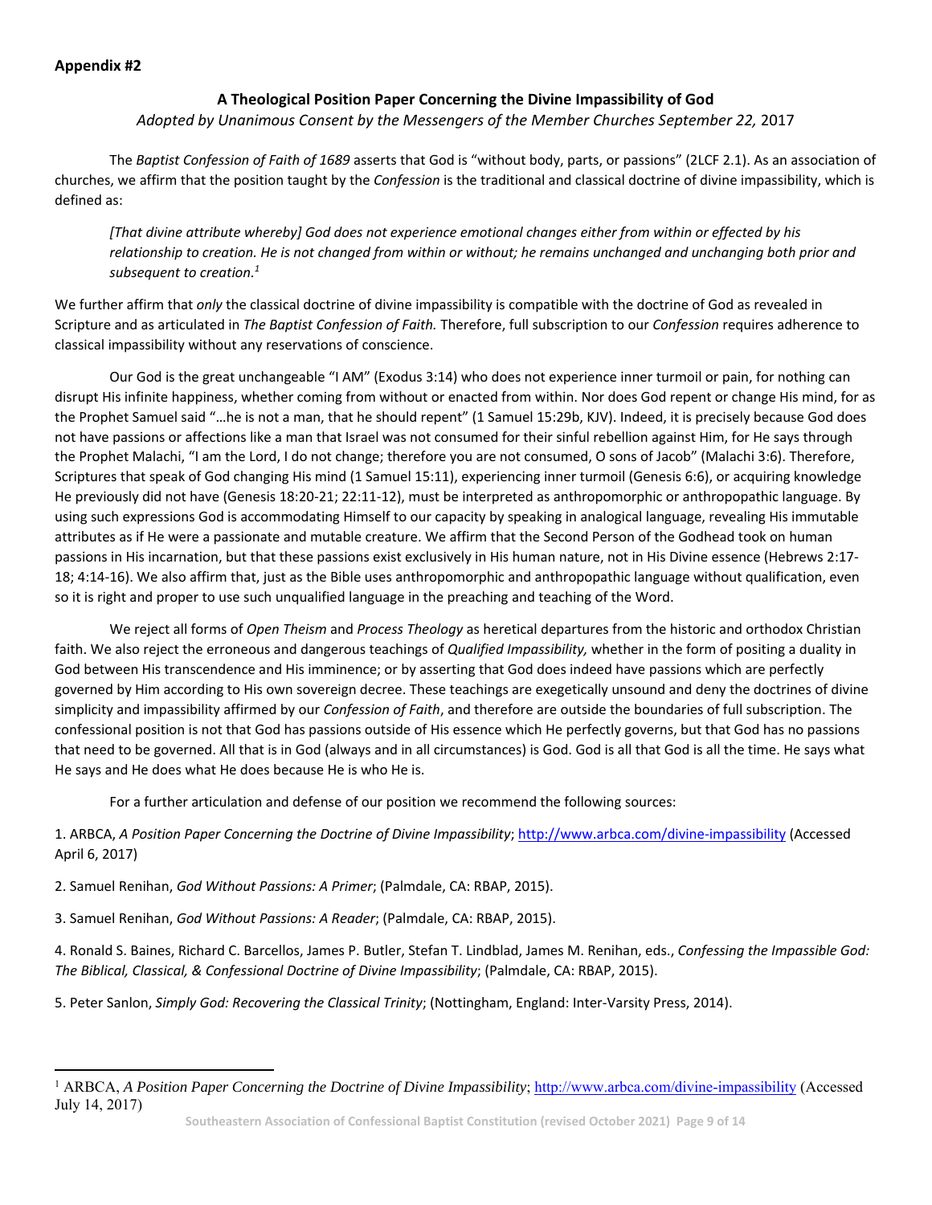**Appendix #2**

### A Theological Position Paper Concerning the Divine Impassibility of God

*Adopted by Unanimous Consent by the Messengers of the Member Churches September 22,* 2017

The *Baptist Confession of Faith of 1689* asserts that God is "without body, parts, or passions" (2LCF 2.1). As an association of churches, we affirm that the position taught by the *Confession* is the traditional and classical doctrine of divine impassibility, which is defined as:

> *[That divine attribute whereby] God does not experience emotional changes either from within or effected by his relationship to creation. He is not changed from within or without; he remains unchanged and unchanging both prior and subsequent to creation.*[1]

We further affirm that *only* the classical doctrine of divine impassibility is compatible with the doctrine of God as revealed in Scripture and as articulated in *The Baptist Confession of Faith.* Therefore, full subscription to our *Confession* requires adherence to classical impassibility without any reservations of conscience.

Our God is the great unchangeable "I AM" (Exodus 3:14) who does not experience inner turmoil or pain, for nothing can disrupt His infinite happiness, whether coming from without or enacted from within. Nor does God repent or change His mind, for as the Prophet Samuel said "…he is not a man, that he should repent" (1 Samuel 15:29b, KJV). Indeed, it is precisely because God does not have passions or affections like a man that Israel was not consumed for their sinful rebellion against Him, for He says through the Prophet Malachi, "I am the Lord, I do not change; therefore you are not consumed, O sons of Jacob" (Malachi 3:6). Therefore, Scriptures that speak of God changing His mind (1 Samuel 15:11), experiencing inner turmoil (Genesis 6:6), or acquiring knowledge He previously did not have (Genesis 18:20-21; 22:11-12), must be interpreted as anthropomorphic or anthropopathic language. By using such expressions God is accommodating Himself to our capacity by speaking in analogical language, revealing His immutable attributes as if He were a passionate and mutable creature. We affirm that the Second Person of the Godhead took on human passions in His incarnation, but that these passions exist exclusively in His human nature, not in His Divine essence (Hebrews 2:17-18; 4:14-16). We also affirm that, just as the Bible uses anthropomorphic and anthropopathic language without qualification, even so it is right and proper to use such unqualified language in the preaching and teaching of the Word.

We reject all forms of *Open Theism* and *Process Theology* as heretical departures from the historic and orthodox Christian faith. We also reject the erroneous and dangerous teachings of *Qualified Impassibility,* whether in the form of positing a duality in God between His transcendence and His imminence; or by asserting that God does indeed have passions which are perfectly governed by Him according to His own sovereign decree. These teachings are exegetically unsound and deny the doctrines of divine simplicity and impassibility affirmed by our *Confession of Faith*, and therefore are outside the boundaries of full subscription. The confessional position is not that God has passions outside of His essence which He perfectly governs, but that God has no passions that need to be governed. All that is in God (always and in all circumstances) is God. God is all that God is all the time. He says what He says and He does what He does because He is who He is.

For a further articulation and defense of our position we recommend the following sources:

1. ARBCA, *A Position Paper Concerning the Doctrine of Divine Impassibility*; http://www.arbca.com/divine-impassibility (Accessed April 6, 2017)

2. Samuel Renihan, *God Without Passions: A Primer*; (Palmdale, CA: RBAP, 2015).

3. Samuel Renihan, *God Without Passions: A Reader*; (Palmdale, CA: RBAP, 2015).

4. Ronald S. Baines, Richard C. Barcellos, James P. Butler, Stefan T. Lindblad, James M. Renihan, eds., *Confessing the Impassible God: The Biblical, Classical, & Confessional Doctrine of Divine Impassibility*; (Palmdale, CA: RBAP, 2015).

5. Peter Sanlon, *Simply God: Recovering the Classical Trinity*; (Nottingham, England: Inter-Varsity Press, 2014).

---

[1] ARBCA, *A Position Paper Concerning the Doctrine of Divine Impassibility*; http://www.arbca.com/divine-impassibility (Accessed July 14, 2017)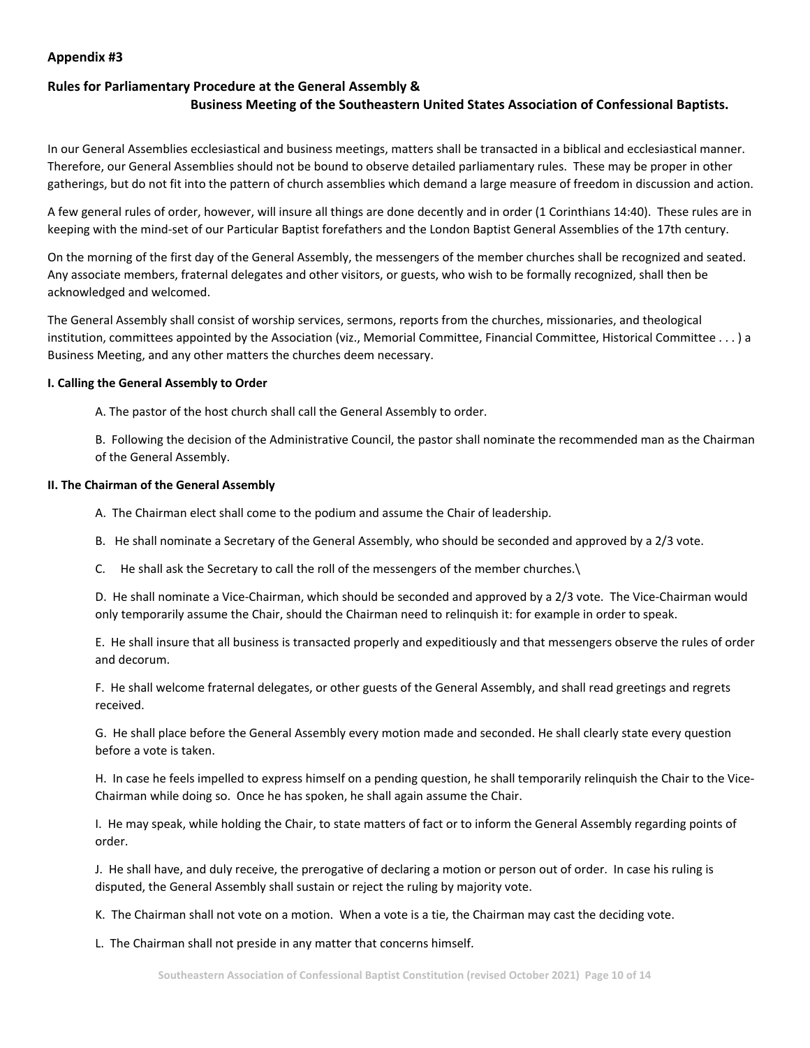**Appendix #3**

**Rules for Parliamentary Procedure at the General Assembly & Business Meeting of the Southeastern United States Association of Confessional Baptists.**

In our General Assemblies ecclesiastical and business meetings, matters shall be transacted in a biblical and ecclesiastical manner. Therefore, our General Assemblies should not be bound to observe detailed parliamentary rules. These may be proper in other gatherings, but do not fit into the pattern of church assemblies which demand a large measure of freedom in discussion and action.

A few general rules of order, however, will insure all things are done decently and in order (1 Corinthians 14:40). These rules are in keeping with the mind-set of our Particular Baptist forefathers and the London Baptist General Assemblies of the 17th century.

On the morning of the first day of the General Assembly, the messengers of the member churches shall be recognized and seated. Any associate members, fraternal delegates and other visitors, or guests, who wish to be formally recognized, shall then be acknowledged and welcomed.

The General Assembly shall consist of worship services, sermons, reports from the churches, missionaries, and theological institution, committees appointed by the Association (viz., Memorial Committee, Financial Committee, Historical Committee . . . ) a Business Meeting, and any other matters the churches deem necessary.

**I. Calling the General Assembly to Order**

A. The pastor of the host church shall call the General Assembly to order.

B. Following the decision of the Administrative Council, the pastor shall nominate the recommended man as the Chairman of the General Assembly.

**II. The Chairman of the General Assembly**

A. The Chairman elect shall come to the podium and assume the Chair of leadership.

B. He shall nominate a Secretary of the General Assembly, who should be seconded and approved by a 2/3 vote.

C. He shall ask the Secretary to call the roll of the messengers of the member churches.\

D. He shall nominate a Vice-Chairman, which should be seconded and approved by a 2/3 vote. The Vice-Chairman would only temporarily assume the Chair, should the Chairman need to relinquish it: for example in order to speak.

E. He shall insure that all business is transacted properly and expeditiously and that messengers observe the rules of order and decorum.

F. He shall welcome fraternal delegates, or other guests of the General Assembly, and shall read greetings and regrets received.

G. He shall place before the General Assembly every motion made and seconded. He shall clearly state every question before a vote is taken.

H. In case he feels impelled to express himself on a pending question, he shall temporarily relinquish the Chair to the Vice-Chairman while doing so. Once he has spoken, he shall again assume the Chair.

I. He may speak, while holding the Chair, to state matters of fact or to inform the General Assembly regarding points of order.

J. He shall have, and duly receive, the prerogative of declaring a motion or person out of order. In case his ruling is disputed, the General Assembly shall sustain or reject the ruling by majority vote.

K. The Chairman shall not vote on a motion. When a vote is a tie, the Chairman may cast the deciding vote.

L. The Chairman shall not preside in any matter that concerns himself.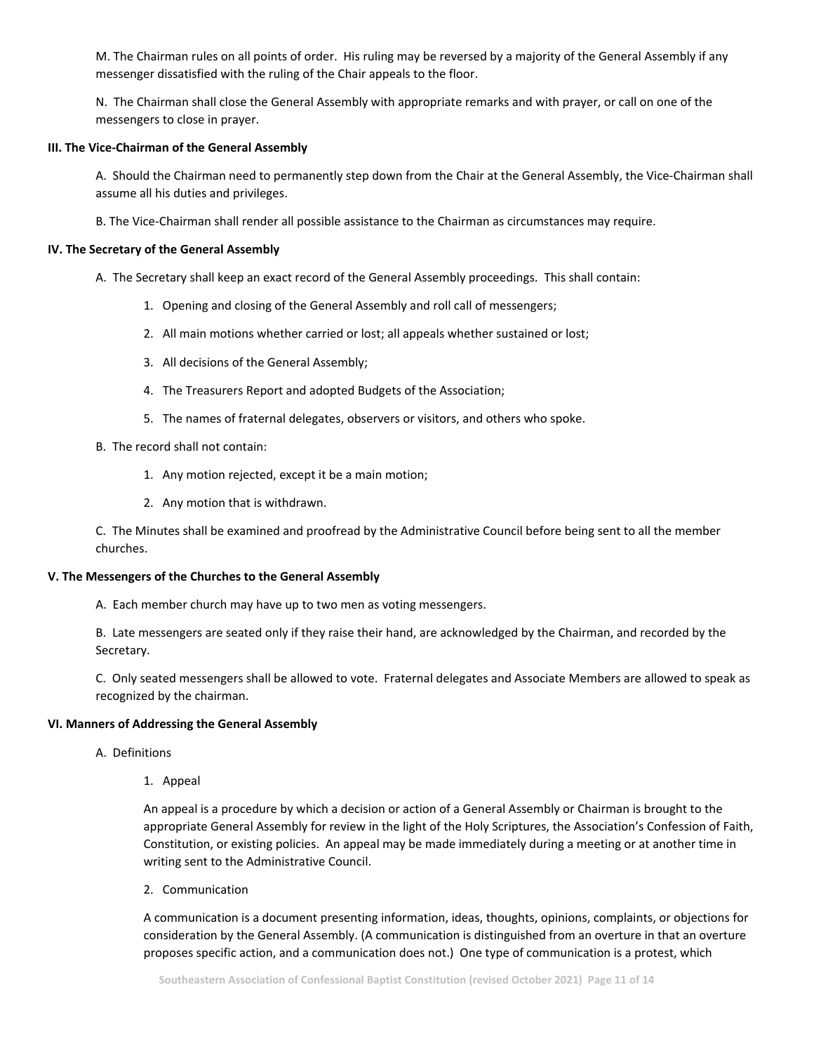M. The Chairman rules on all points of order. His ruling may be reversed by a majority of the General Assembly if any messenger dissatisfied with the ruling of the Chair appeals to the floor.

N. The Chairman shall close the General Assembly with appropriate remarks and with prayer, or call on one of the messengers to close in prayer.

### III. The Vice-Chairman of the General Assembly

A. Should the Chairman need to permanently step down from the Chair at the General Assembly, the Vice-Chairman shall assume all his duties and privileges.

B. The Vice-Chairman shall render all possible assistance to the Chairman as circumstances may require.

### IV. The Secretary of the General Assembly

A. The Secretary shall keep an exact record of the General Assembly proceedings. This shall contain:

1. Opening and closing of the General Assembly and roll call of messengers;
2. All main motions whether carried or lost; all appeals whether sustained or lost;
3. All decisions of the General Assembly;
4. The Treasurers Report and adopted Budgets of the Association;
5. The names of fraternal delegates, observers or visitors, and others who spoke.

B. The record shall not contain:

1. Any motion rejected, except it be a main motion;
2. Any motion that is withdrawn.

C. The Minutes shall be examined and proofread by the Administrative Council before being sent to all the member churches.

### V. The Messengers of the Churches to the General Assembly

A. Each member church may have up to two men as voting messengers.

B. Late messengers are seated only if they raise their hand, are acknowledged by the Chairman, and recorded by the Secretary.

C. Only seated messengers shall be allowed to vote. Fraternal delegates and Associate Members are allowed to speak as recognized by the chairman.

### VI. Manners of Addressing the General Assembly

A. Definitions

1. Appeal

An appeal is a procedure by which a decision or action of a General Assembly or Chairman is brought to the appropriate General Assembly for review in the light of the Holy Scriptures, the Association's Confession of Faith, Constitution, or existing policies. An appeal may be made immediately during a meeting or at another time in writing sent to the Administrative Council.

2. Communication

A communication is a document presenting information, ideas, thoughts, opinions, complaints, or objections for consideration by the General Assembly. (A communication is distinguished from an overture in that an overture proposes specific action, and a communication does not.) One type of communication is a protest, which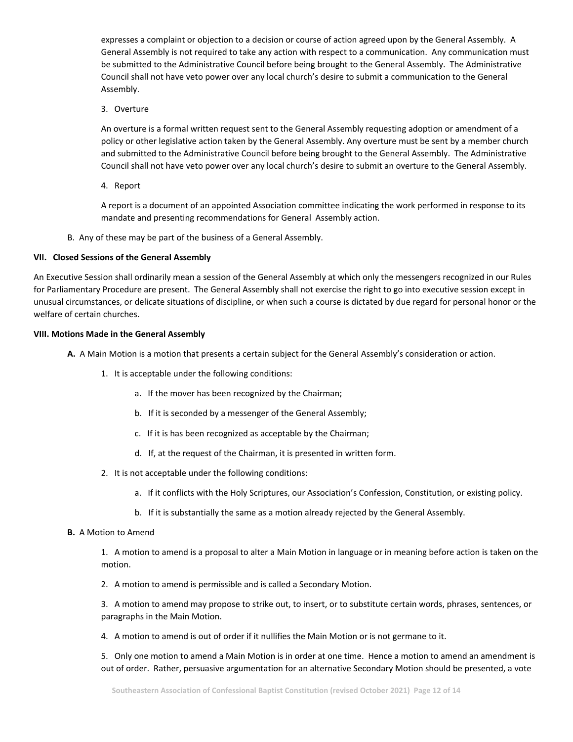expresses a complaint or objection to a decision or course of action agreed upon by the General Assembly. A General Assembly is not required to take any action with respect to a communication. Any communication must be submitted to the Administrative Council before being brought to the General Assembly. The Administrative Council shall not have veto power over any local church's desire to submit a communication to the General Assembly.

3. Overture

An overture is a formal written request sent to the General Assembly requesting adoption or amendment of a policy or other legislative action taken by the General Assembly. Any overture must be sent by a member church and submitted to the Administrative Council before being brought to the General Assembly. The Administrative Council shall not have veto power over any local church's desire to submit an overture to the General Assembly.

4. Report

A report is a document of an appointed Association committee indicating the work performed in response to its mandate and presenting recommendations for General Assembly action.

B. Any of these may be part of the business of a General Assembly.

**VII. Closed Sessions of the General Assembly**

An Executive Session shall ordinarily mean a session of the General Assembly at which only the messengers recognized in our Rules for Parliamentary Procedure are present. The General Assembly shall not exercise the right to go into executive session except in unusual circumstances, or delicate situations of discipline, or when such a course is dictated by due regard for personal honor or the welfare of certain churches.

**VIII. Motions Made in the General Assembly**

**A.** A Main Motion is a motion that presents a certain subject for the General Assembly's consideration or action.

1. It is acceptable under the following conditions:

    a. If the mover has been recognized by the Chairman;

    b. If it is seconded by a messenger of the General Assembly;

    c. If it is has been recognized as acceptable by the Chairman;

    d. If, at the request of the Chairman, it is presented in written form.

2. It is not acceptable under the following conditions:

    a. If it conflicts with the Holy Scriptures, our Association's Confession, Constitution, or existing policy.

    b. If it is substantially the same as a motion already rejected by the General Assembly.

**B.** A Motion to Amend

1. A motion to amend is a proposal to alter a Main Motion in language or in meaning before action is taken on the motion.

2. A motion to amend is permissible and is called a Secondary Motion.

3. A motion to amend may propose to strike out, to insert, or to substitute certain words, phrases, sentences, or paragraphs in the Main Motion.

4. A motion to amend is out of order if it nullifies the Main Motion or is not germane to it.

5. Only one motion to amend a Main Motion is in order at one time. Hence a motion to amend an amendment is out of order. Rather, persuasive argumentation for an alternative Secondary Motion should be presented, a vote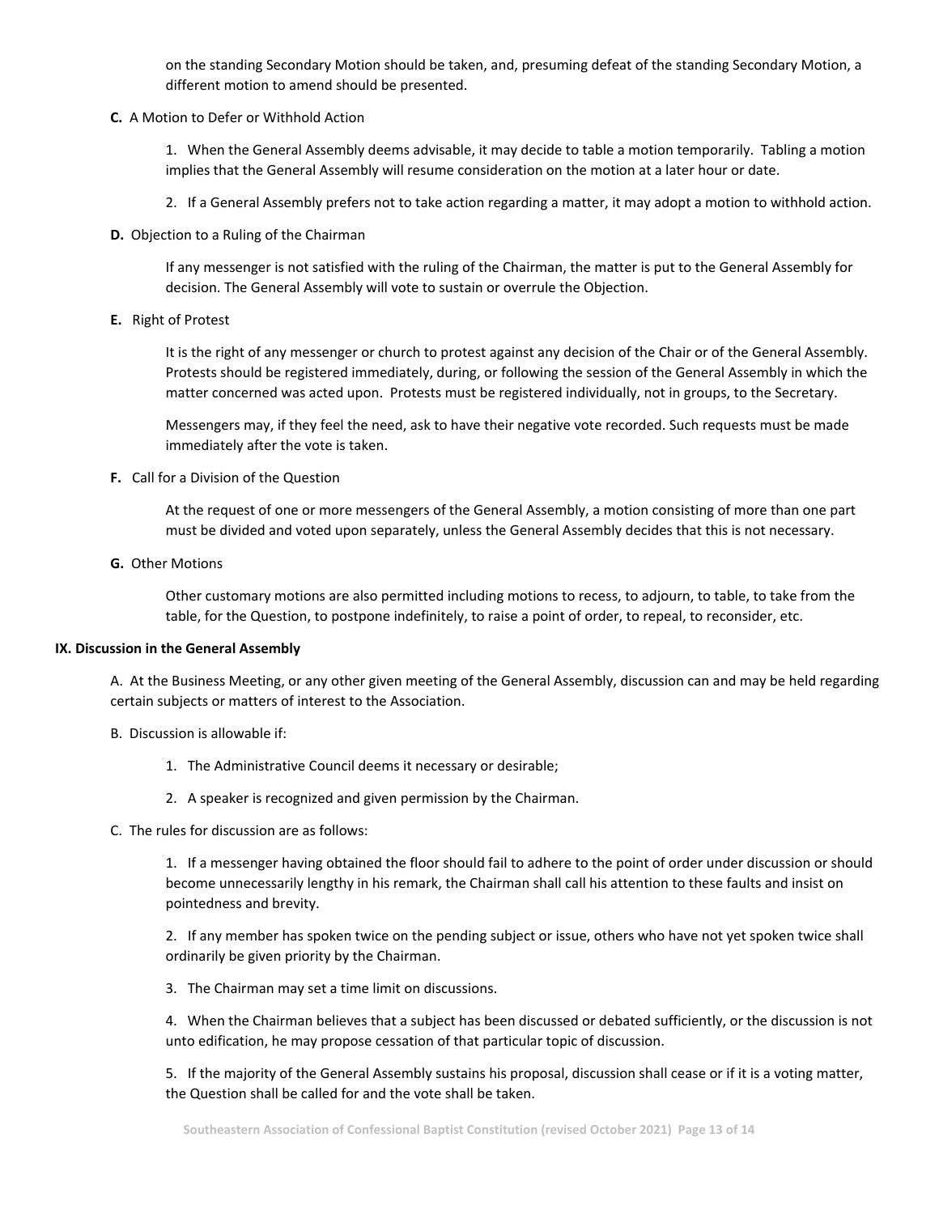on the standing Secondary Motion should be taken, and, presuming defeat of the standing Secondary Motion, a different motion to amend should be presented.

**C.** A Motion to Defer or Withhold Action

1. When the General Assembly deems advisable, it may decide to table a motion temporarily. Tabling a motion implies that the General Assembly will resume consideration on the motion at a later hour or date.

2. If a General Assembly prefers not to take action regarding a matter, it may adopt a motion to withhold action.

**D.** Objection to a Ruling of the Chairman

If any messenger is not satisfied with the ruling of the Chairman, the matter is put to the General Assembly for decision. The General Assembly will vote to sustain or overrule the Objection.

**E.** Right of Protest

It is the right of any messenger or church to protest against any decision of the Chair or of the General Assembly. Protests should be registered immediately, during, or following the session of the General Assembly in which the matter concerned was acted upon. Protests must be registered individually, not in groups, to the Secretary.

Messengers may, if they feel the need, ask to have their negative vote recorded. Such requests must be made immediately after the vote is taken.

**F.** Call for a Division of the Question

At the request of one or more messengers of the General Assembly, a motion consisting of more than one part must be divided and voted upon separately, unless the General Assembly decides that this is not necessary.

**G.** Other Motions

Other customary motions are also permitted including motions to recess, to adjourn, to table, to take from the table, for the Question, to postpone indefinitely, to raise a point of order, to repeal, to reconsider, etc.

## IX. Discussion in the General Assembly

A. At the Business Meeting, or any other given meeting of the General Assembly, discussion can and may be held regarding certain subjects or matters of interest to the Association.

B. Discussion is allowable if:

1. The Administrative Council deems it necessary or desirable;

2. A speaker is recognized and given permission by the Chairman.

C. The rules for discussion are as follows:

1. If a messenger having obtained the floor should fail to adhere to the point of order under discussion or should become unnecessarily lengthy in his remark, the Chairman shall call his attention to these faults and insist on pointedness and brevity.

2. If any member has spoken twice on the pending subject or issue, others who have not yet spoken twice shall ordinarily be given priority by the Chairman.

3. The Chairman may set a time limit on discussions.

4. When the Chairman believes that a subject has been discussed or debated sufficiently, or the discussion is not unto edification, he may propose cessation of that particular topic of discussion.

5. If the majority of the General Assembly sustains his proposal, discussion shall cease or if it is a voting matter, the Question shall be called for and the vote shall be taken.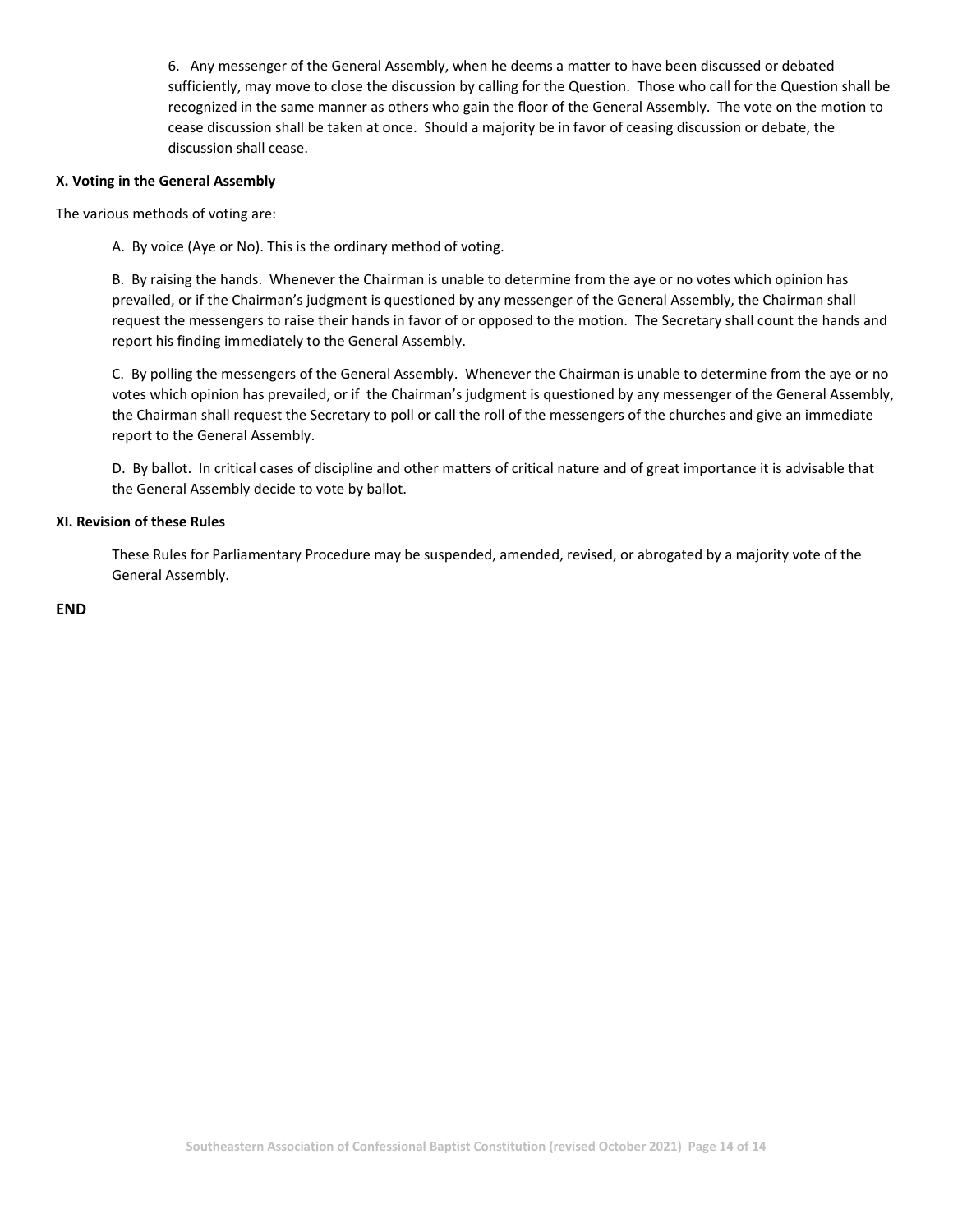6. Any messenger of the General Assembly, when he deems a matter to have been discussed or debated sufficiently, may move to close the discussion by calling for the Question. Those who call for the Question shall be recognized in the same manner as others who gain the floor of the General Assembly. The vote on the motion to cease discussion shall be taken at once. Should a majority be in favor of ceasing discussion or debate, the discussion shall cease.

**X. Voting in the General Assembly**

The various methods of voting are:

A. By voice (Aye or No). This is the ordinary method of voting.

B. By raising the hands. Whenever the Chairman is unable to determine from the aye or no votes which opinion has prevailed, or if the Chairman's judgment is questioned by any messenger of the General Assembly, the Chairman shall request the messengers to raise their hands in favor of or opposed to the motion. The Secretary shall count the hands and report his finding immediately to the General Assembly.

C. By polling the messengers of the General Assembly. Whenever the Chairman is unable to determine from the aye or no votes which opinion has prevailed, or if the Chairman's judgment is questioned by any messenger of the General Assembly, the Chairman shall request the Secretary to poll or call the roll of the messengers of the churches and give an immediate report to the General Assembly.

D. By ballot. In critical cases of discipline and other matters of critical nature and of great importance it is advisable that the General Assembly decide to vote by ballot.

**XI. Revision of these Rules**

These Rules for Parliamentary Procedure may be suspended, amended, revised, or abrogated by a majority vote of the General Assembly.

**END**